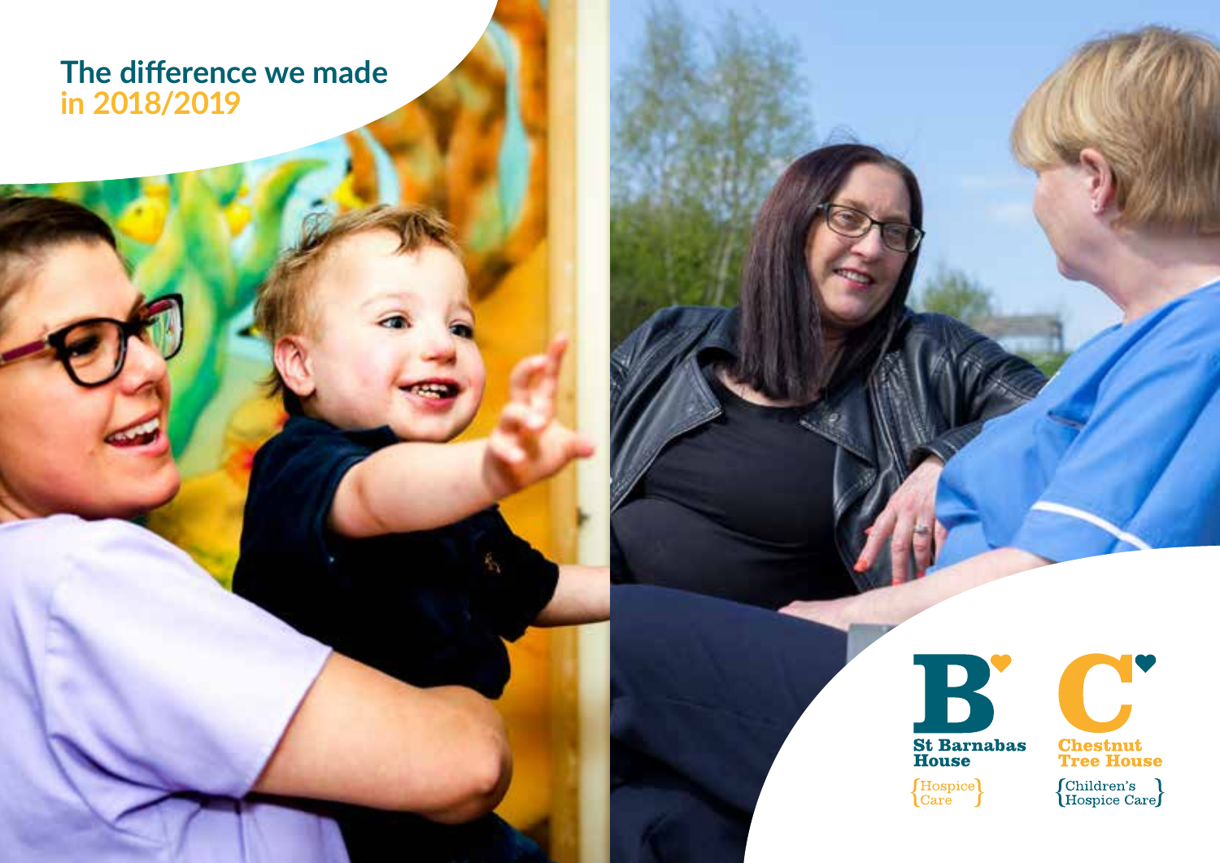# The difference we made in 2018/2019

St Barnabas House

{Hospice Care}

Chestnut Tree House

{Children's Hospice Care}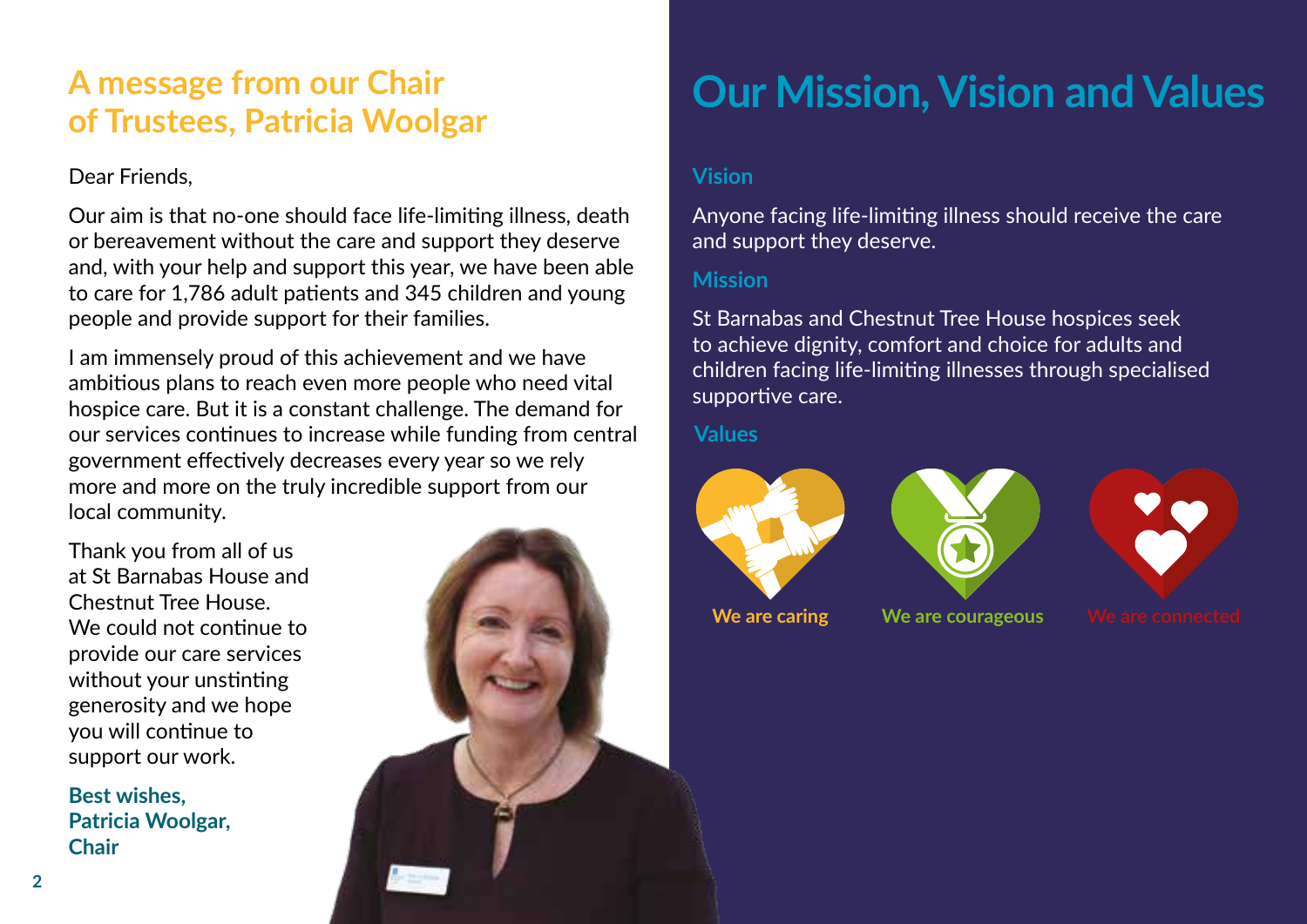## A message from our Chair of Trustees, Patricia Woolgar

Dear Friends,

Our aim is that no-one should face life-limiting illness, death or bereavement without the care and support they deserve and, with your help and support this year, we have been able to care for 1,786 adult patients and 345 children and young people and provide support for their families.

I am immensely proud of this achievement and we have ambitious plans to reach even more people who need vital hospice care. But it is a constant challenge. The demand for our services continues to increase while funding from central government effectively decreases every year so we rely more and more on the truly incredible support from our local community.

Thank you from all of us at St Barnabas House and Chestnut Tree House. We could not continue to provide our care services without your unstinting generosity and we hope you will continue to support our work.

**Best wishes,**
**Patricia Woolgar,**
**Chair**

# Our Mission, Vision and Values

### Vision

Anyone facing life-limiting illness should receive the care and support they deserve.

### Mission

St Barnabas and Chestnut Tree House hospices seek to achieve dignity, comfort and choice for adults and children facing life-limiting illnesses through specialised supportive care.

### Values

- We are caring
- We are courageous
- We are connected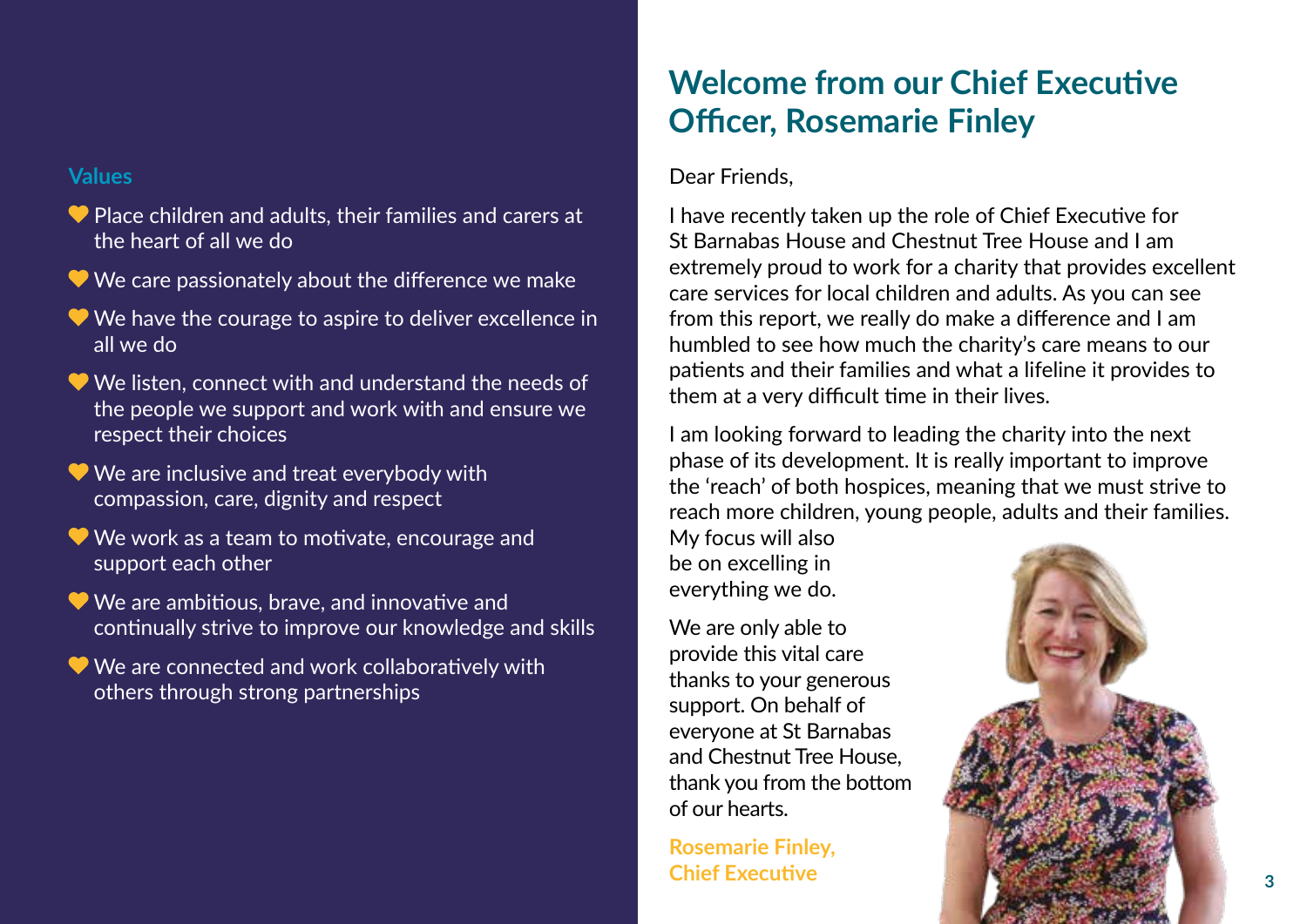## Values

- Place children and adults, their families and carers at the heart of all we do
- We care passionately about the difference we make
- We have the courage to aspire to deliver excellence in all we do
- We listen, connect with and understand the needs of the people we support and work with and ensure we respect their choices
- We are inclusive and treat everybody with compassion, care, dignity and respect
- We work as a team to motivate, encourage and support each other
- We are ambitious, brave, and innovative and continually strive to improve our knowledge and skills
- We are connected and work collaboratively with others through strong partnerships

# Welcome from our Chief Executive Officer, Rosemarie Finley

Dear Friends,

I have recently taken up the role of Chief Executive for St Barnabas House and Chestnut Tree House and I am extremely proud to work for a charity that provides excellent care services for local children and adults. As you can see from this report, we really do make a difference and I am humbled to see how much the charity's care means to our patients and their families and what a lifeline it provides to them at a very difficult time in their lives.

I am looking forward to leading the charity into the next phase of its development. It is really important to improve the 'reach' of both hospices, meaning that we must strive to reach more children, young people, adults and their families. My focus will also be on excelling in everything we do.

We are only able to provide this vital care thanks to your generous support. On behalf of everyone at St Barnabas and Chestnut Tree House, thank you from the bottom of our hearts.

**Rosemarie Finley,**
**Chief Executive**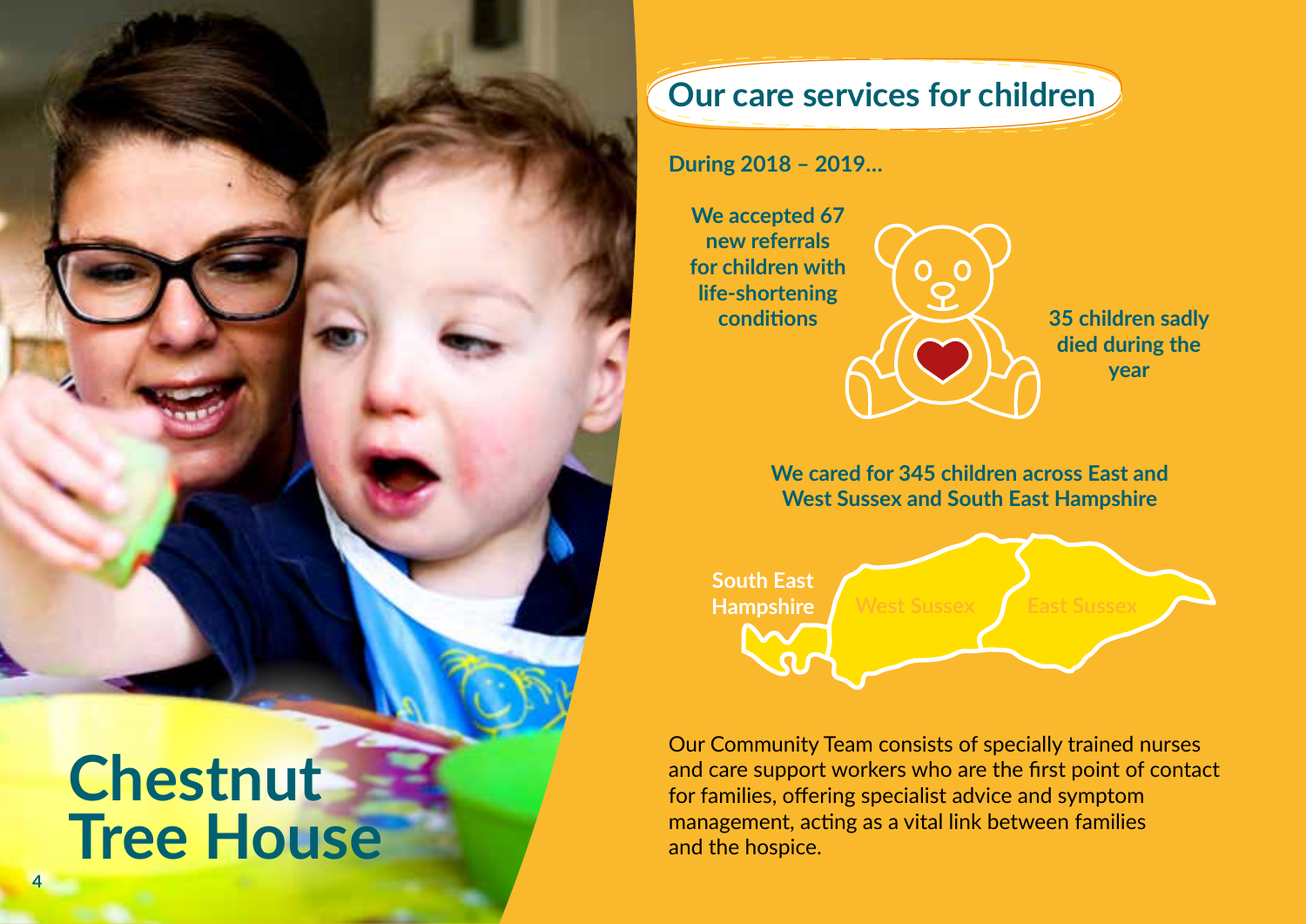# Chestnut Tree House

## Our care services for children

**During 2018 – 2019...**

**We accepted 67 new referrals for children with life-shortening conditions**

**35 children sadly died during the year**

**We cared for 345 children across East and West Sussex and South East Hampshire**

South East Hampshire
West Sussex
East Sussex

Our Community Team consists of specially trained nurses and care support workers who are the first point of contact for families, offering specialist advice and symptom management, acting as a vital link between families and the hospice.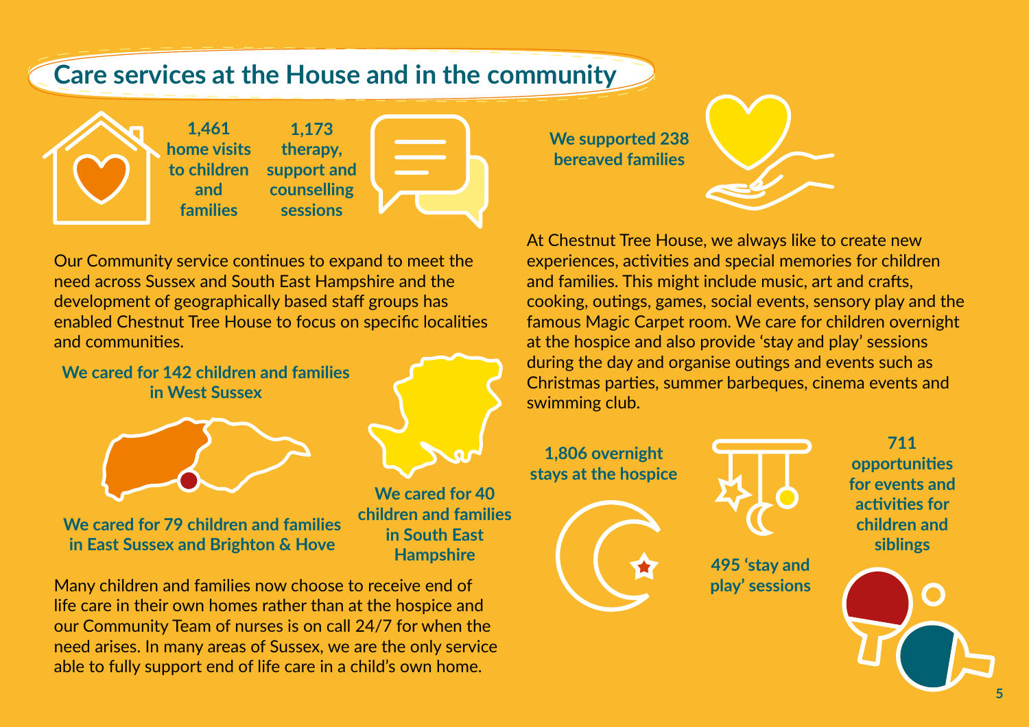## Care services at the House and in the community

**1,461 home visits to children and families**

**1,173 therapy, support and counselling sessions**

Our Community service continues to expand to meet the need across Sussex and South East Hampshire and the development of geographically based staff groups has enabled Chestnut Tree House to focus on specific localities and communities.

**We cared for 142 children and families in West Sussex**

**We cared for 79 children and families in East Sussex and Brighton & Hove**

**We cared for 40 children and families in South East Hampshire**

Many children and families now choose to receive end of life care in their own homes rather than at the hospice and our Community Team of nurses is on call 24/7 for when the need arises. In many areas of Sussex, we are the only service able to fully support end of life care in a child's own home.

**We supported 238 bereaved families**

At Chestnut Tree House, we always like to create new experiences, activities and special memories for children and families. This might include music, art and crafts, cooking, outings, games, social events, sensory play and the famous Magic Carpet room. We care for children overnight at the hospice and also provide 'stay and play' sessions during the day and organise outings and events such as Christmas parties, summer barbeques, cinema events and swimming club.

**1,806 overnight stays at the hospice**

**495 'stay and play' sessions**

**711 opportunities for events and activities for children and siblings**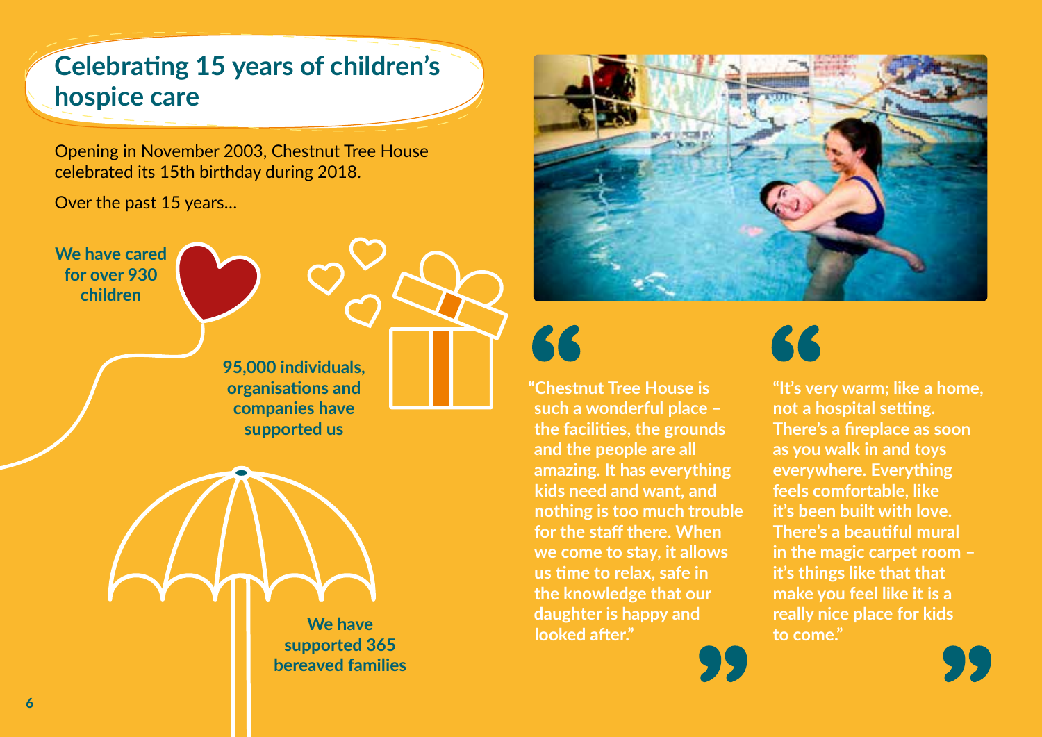## Celebrating 15 years of children's hospice care

Opening in November 2003, Chestnut Tree House celebrated its 15th birthday during 2018.

Over the past 15 years...

**We have cared for over 930 children**

**95,000 individuals, organisations and companies have supported us**

**We have supported 365 bereaved families**

**"Chestnut Tree House is such a wonderful place – the facilities, the grounds and the people are all amazing. It has everything kids need and want, and nothing is too much trouble for the staff there. When we come to stay, it allows us time to relax, safe in the knowledge that our daughter is happy and looked after."**

**"It's very warm; like a home, not a hospital setting. There's a fireplace as soon as you walk in and toys everywhere. Everything feels comfortable, like it's been built with love. There's a beautiful mural in the magic carpet room – it's things like that that make you feel like it is a really nice place for kids to come."**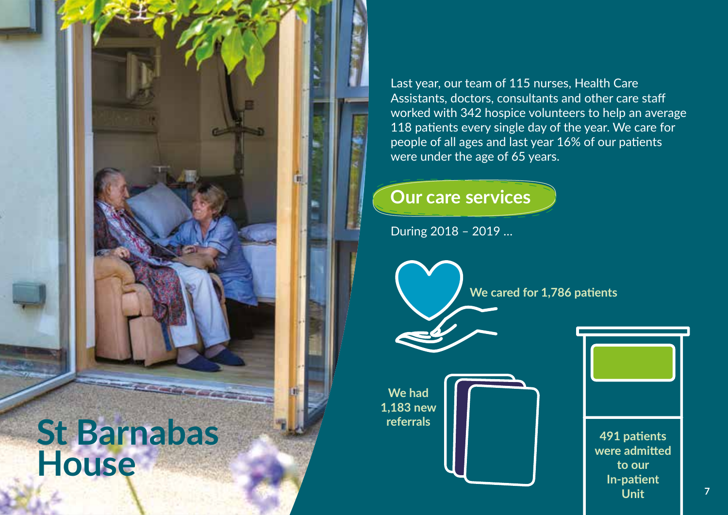# St Barnabas House

Last year, our team of 115 nurses, Health Care Assistants, doctors, consultants and other care staff worked with 342 hospice volunteers to help an average 118 patients every single day of the year. We care for people of all ages and last year 16% of our patients were under the age of 65 years.

## Our care services

During 2018 – 2019 ...

**We cared for 1,786 patients**

**We had 1,183 new referrals**

**491 patients were admitted to our In-patient Unit**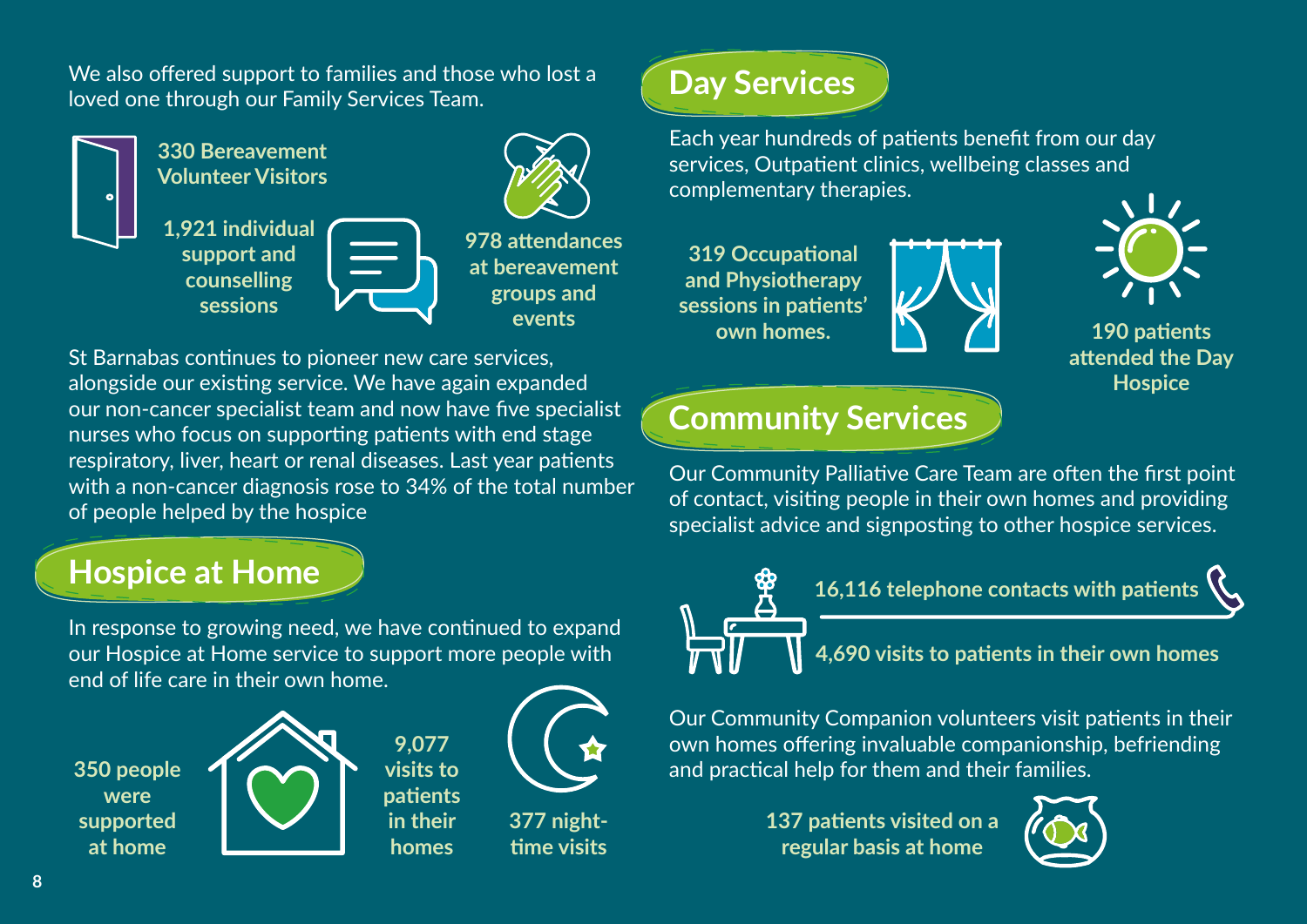We also offered support to families and those who lost a loved one through our Family Services Team.

**330 Bereavement Volunteer Visitors**

**1,921 individual support and counselling sessions**

**978 attendances at bereavement groups and events**

St Barnabas continues to pioneer new care services, alongside our existing service. We have again expanded our non-cancer specialist team and now have five specialist nurses who focus on supporting patients with end stage respiratory, liver, heart or renal diseases. Last year patients with a non-cancer diagnosis rose to 34% of the total number of people helped by the hospice

## Hospice at Home

In response to growing need, we have continued to expand our Hospice at Home service to support more people with end of life care in their own home.

**350 people were supported at home**

**9,077 visits to patients in their homes**

**377 night-time visits**

## Day Services

Each year hundreds of patients benefit from our day services, Outpatient clinics, wellbeing classes and complementary therapies.

**319 Occupational and Physiotherapy sessions in patients' own homes.**

**190 patients attended the Day Hospice**

## Community Services

Our Community Palliative Care Team are often the first point of contact, visiting people in their own homes and providing specialist advice and signposting to other hospice services.

**16,116 telephone contacts with patients**

**4,690 visits to patients in their own homes**

Our Community Companion volunteers visit patients in their own homes offering invaluable companionship, befriending and practical help for them and their families.

**137 patients visited on a regular basis at home**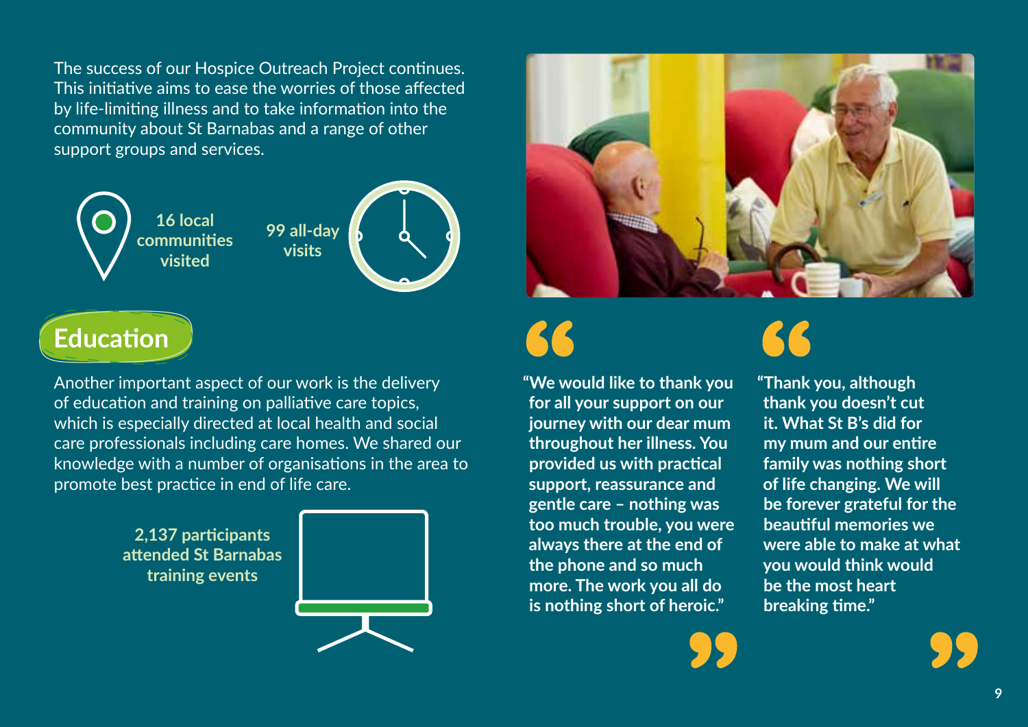The success of our Hospice Outreach Project continues. This initiative aims to ease the worries of those affected by life-limiting illness and to take information into the community about St Barnabas and a range of other support groups and services.

**16 local communities visited**

**99 all-day visits**

## Education

Another important aspect of our work is the delivery of education and training on palliative care topics, which is especially directed at local health and social care professionals including care homes. We shared our knowledge with a number of organisations in the area to promote best practice in end of life care.

**2,137 participants attended St Barnabas training events**

**"We would like to thank you for all your support on our journey with our dear mum throughout her illness. You provided us with practical support, reassurance and gentle care – nothing was too much trouble, you were always there at the end of the phone and so much more. The work you all do is nothing short of heroic."**

**"Thank you, although thank you doesn't cut it. What St B's did for my mum and our entire family was nothing short of life changing. We will be forever grateful for the beautiful memories we were able to make at what you would think would be the most heart breaking time."**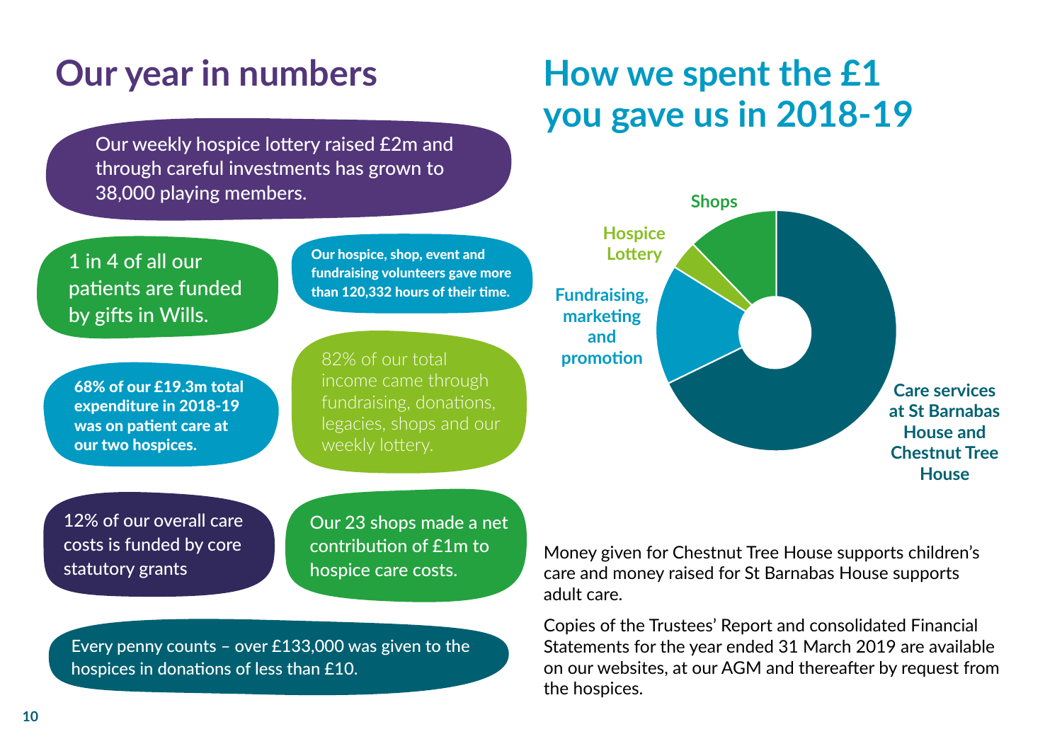# Our year in numbers

Our weekly hospice lottery raised £2m and through careful investments has grown to 38,000 playing members.

1 in 4 of all our patients are funded by gifts in Wills.

**Our hospice, shop, event and fundraising volunteers gave more than 120,332 hours of their time.**

**68% of our £19.3m total expenditure in 2018-19 was on patient care at our two hospices.**

82% of our total income came through fundraising, donations, legacies, shops and our weekly lottery.

12% of our overall care costs is funded by core statutory grants

Our 23 shops made a net contribution of £1m to hospice care costs.

Every penny counts – over £133,000 was given to the hospices in donations of less than £10.

# How we spent the £1 you gave us in 2018-19

**Shops**

**Hospice Lottery**

**Fundraising, marketing and promotion**

**Care services at St Barnabas House and Chestnut Tree House**

Money given for Chestnut Tree House supports children's care and money raised for St Barnabas House supports adult care.

Copies of the Trustees' Report and consolidated Financial Statements for the year ended 31 March 2019 are available on our websites, at our AGM and thereafter by request from the hospices.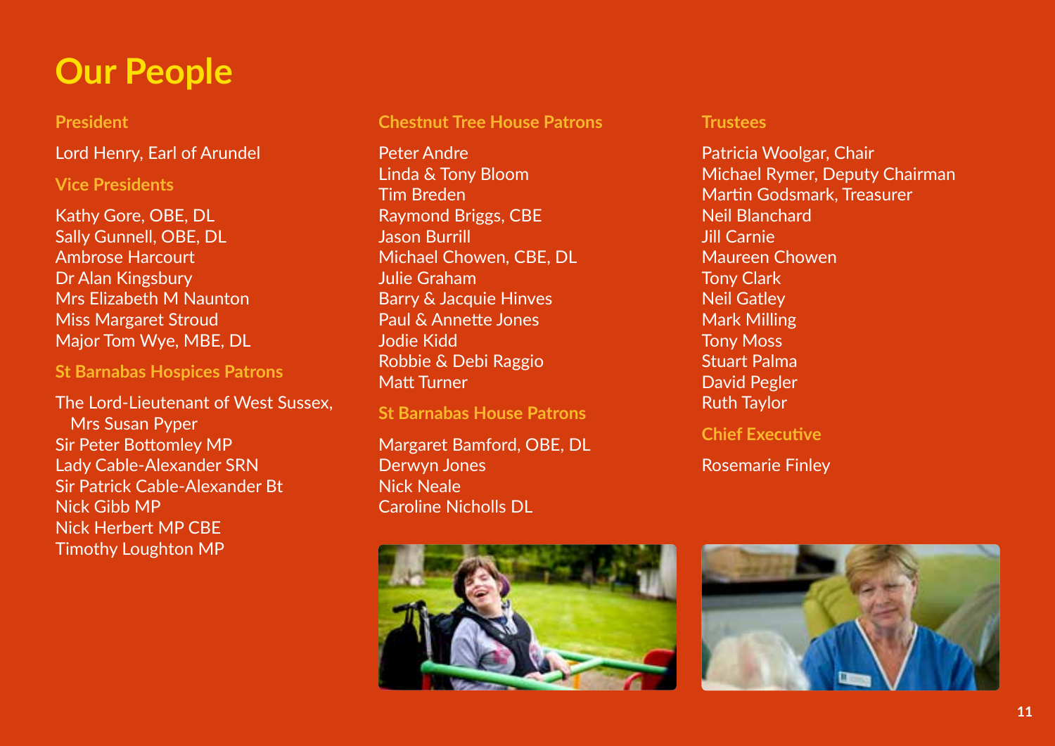# Our People

## President

Lord Henry, Earl of Arundel

## Vice Presidents

Kathy Gore, OBE, DL
Sally Gunnell, OBE, DL
Ambrose Harcourt
Dr Alan Kingsbury
Mrs Elizabeth M Naunton
Miss Margaret Stroud
Major Tom Wye, MBE, DL

## St Barnabas Hospices Patrons

The Lord-Lieutenant of West Sussex, Mrs Susan Pyper
Sir Peter Bottomley MP
Lady Cable-Alexander SRN
Sir Patrick Cable-Alexander Bt
Nick Gibb MP
Nick Herbert MP CBE
Timothy Loughton MP

## Chestnut Tree House Patrons

Peter Andre
Linda & Tony Bloom
Tim Breden
Raymond Briggs, CBE
Jason Burrill
Michael Chowen, CBE, DL
Julie Graham
Barry & Jacquie Hinves
Paul & Annette Jones
Jodie Kidd
Robbie & Debi Raggio
Matt Turner

## St Barnabas House Patrons

Margaret Bamford, OBE, DL
Derwyn Jones
Nick Neale
Caroline Nicholls DL

## Trustees

Patricia Woolgar, Chair
Michael Rymer, Deputy Chairman
Martin Godsmark, Treasurer
Neil Blanchard
Jill Carnie
Maureen Chowen
Tony Clark
Neil Gatley
Mark Milling
Tony Moss
Stuart Palma
David Pegler
Ruth Taylor

## Chief Executive

Rosemarie Finley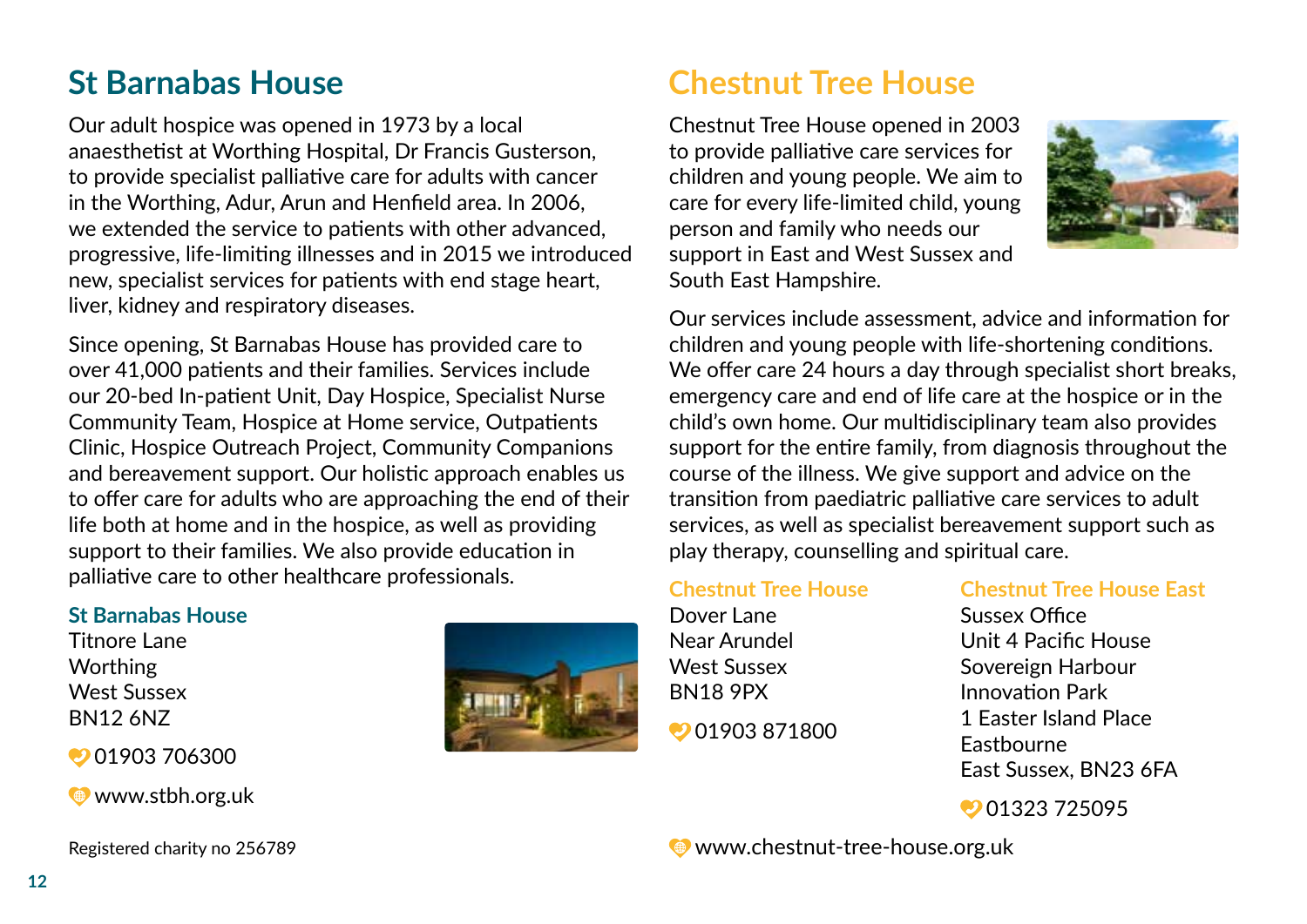## St Barnabas House

Our adult hospice was opened in 1973 by a local anaesthetist at Worthing Hospital, Dr Francis Gusterson, to provide specialist palliative care for adults with cancer in the Worthing, Adur, Arun and Henfield area. In 2006, we extended the service to patients with other advanced, progressive, life-limiting illnesses and in 2015 we introduced new, specialist services for patients with end stage heart, liver, kidney and respiratory diseases.

Since opening, St Barnabas House has provided care to over 41,000 patients and their families. Services include our 20-bed In-patient Unit, Day Hospice, Specialist Nurse Community Team, Hospice at Home service, Outpatients Clinic, Hospice Outreach Project, Community Companions and bereavement support. Our holistic approach enables us to offer care for adults who are approaching the end of their life both at home and in the hospice, as well as providing support to their families. We also provide education in palliative care to other healthcare professionals.

**St Barnabas House**
Titnore Lane
Worthing
West Sussex
BN12 6NZ

01903 706300

www.stbh.org.uk

Registered charity no 256789

## Chestnut Tree House

Chestnut Tree House opened in 2003 to provide palliative care services for children and young people. We aim to care for every life-limited child, young person and family who needs our support in East and West Sussex and South East Hampshire.

Our services include assessment, advice and information for children and young people with life-shortening conditions. We offer care 24 hours a day through specialist short breaks, emergency care and end of life care at the hospice or in the child's own home. Our multidisciplinary team also provides support for the entire family, from diagnosis throughout the course of the illness. We give support and advice on the transition from paediatric palliative care services to adult services, as well as specialist bereavement support such as play therapy, counselling and spiritual care.

**Chestnut Tree House**
Dover Lane
Near Arundel
West Sussex
BN18 9PX

01903 871800

**Chestnut Tree House East**
Sussex Office
Unit 4 Pacific House
Sovereign Harbour
Innovation Park
1 Easter Island Place
Eastbourne
East Sussex, BN23 6FA

01323 725095

www.chestnut-tree-house.org.uk